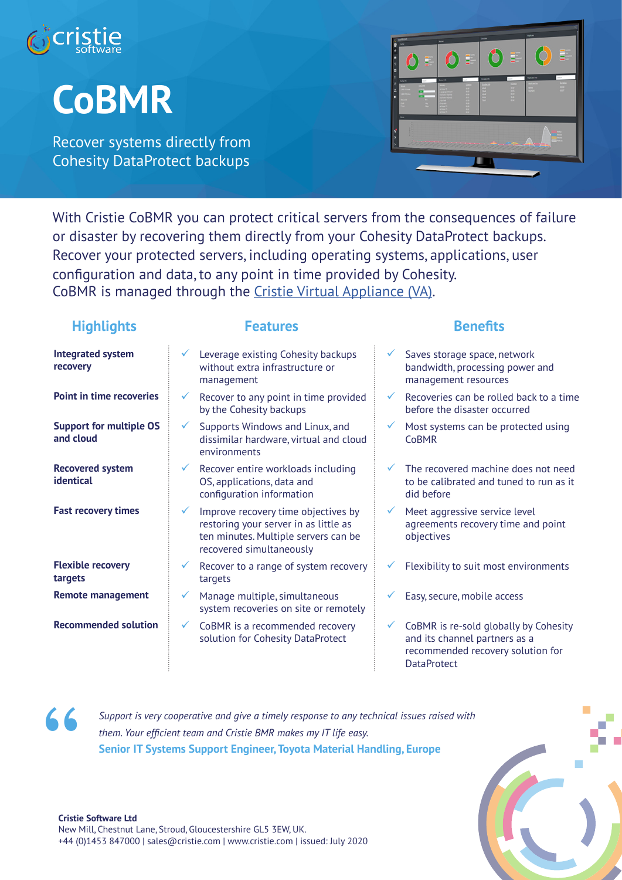# CoBMR

Recover systems directly from Cohesity DataProtect backups

With Cristie CoBMR you can protect critical servers from the consequences of failure or disaster by recovering them directly from your Cohesity DataProtect backups. Recover your protected servers, including operating systems, applications, user configuration and data, to any point in time provided by Cohesity. CoBMR is managed through the Cristie Virtual Appliance (VA).

| Highlights | Features | Benefits |
|---|---|---|
| **Integrated system recovery** | ✓ Leverage existing Cohesity backups without extra infrastructure or management | ✓ Saves storage space, network bandwidth, processing power and management resources |
| **Point in time recoveries** | ✓ Recover to any point in time provided by the Cohesity backups | ✓ Recoveries can be rolled back to a time before the disaster occurred |
| **Support for multiple OS and cloud** | ✓ Supports Windows and Linux, and dissimilar hardware, virtual and cloud environments | ✓ Most systems can be protected using CoBMR |
| **Recovered system identical** | ✓ Recover entire workloads including OS, applications, data and configuration information | ✓ The recovered machine does not need to be calibrated and tuned to run as it did before |
| **Fast recovery times** | ✓ Improve recovery time objectives by restoring your server in as little as ten minutes. Multiple servers can be recovered simultaneously | ✓ Meet aggressive service level agreements recovery time and point objectives |
| **Flexible recovery targets** | ✓ Recover to a range of system recovery targets | ✓ Flexibility to suit most environments |
| **Remote management** | ✓ Manage multiple, simultaneous system recoveries on site or remotely | ✓ Easy, secure, mobile access |
| **Recommended solution** | ✓ CoBMR is a recommended recovery solution for Cohesity DataProtect | ✓ CoBMR is re-sold globally by Cohesity and its channel partners as a recommended recovery solution for DataProtect |

> *Support is very cooperative and give a timely response to any technical issues raised with them. Your efficient team and Cristie BMR makes my IT life easy.*
>
> **Senior IT Systems Support Engineer, Toyota Material Handling, Europe**

**Cristie Software Ltd**
New Mill, Chestnut Lane, Stroud, Gloucestershire GL5 3EW, UK.
+44 (0)1453 847000 | sales@cristie.com | www.cristie.com | issued: July 2020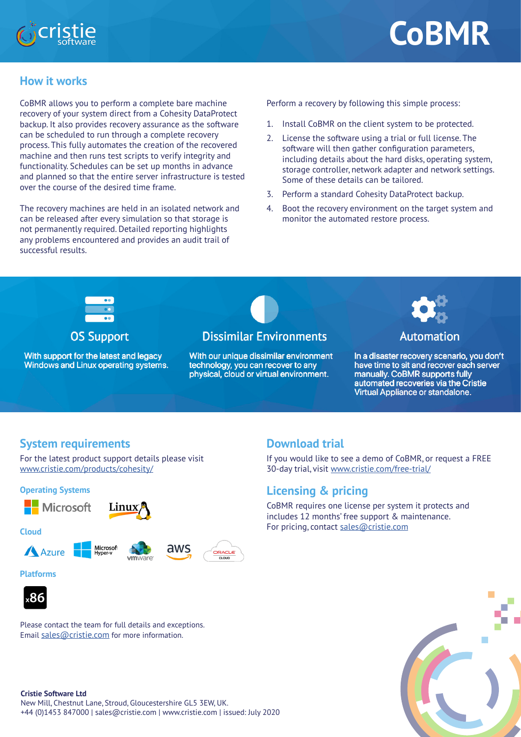# CoBMR

## How it works

CoBMR allows you to perform a complete bare machine recovery of your system direct from a Cohesity DataProtect backup. It also provides recovery assurance as the software can be scheduled to run through a complete recovery process. This fully automates the creation of the recovered machine and then runs test scripts to verify integrity and functionality. Schedules can be set up months in advance and planned so that the entire server infrastructure is tested over the course of the desired time frame.

The recovery machines are held in an isolated network and can be released after every simulation so that storage is not permanently required. Detailed reporting highlights any problems encountered and provides an audit trail of successful results.

Perform a recovery by following this simple process:

1. Install CoBMR on the client system to be protected.
2. License the software using a trial or full license. The software will then gather configuration parameters, including details about the hard disks, operating system, storage controller, network adapter and network settings. Some of these details can be tailored.
3. Perform a standard Cohesity DataProtect backup.
4. Boot the recovery environment on the target system and monitor the automated restore process.

### OS Support

With support for the latest and legacy Windows and Linux operating systems.

### Dissimilar Environments

With our unique dissimilar environment technology, you can recover to any physical, cloud or virtual environment.

### Automation

In a disaster recovery scenario, you don't have time to sit and recover each server manually. CoBMR supports fully automated recoveries via the Cristie Virtual Appliance or standalone.

## System requirements

For the latest product support details please visit www.cristie.com/products/cohesity/

### Operating Systems

Microsoft  Linux

### Cloud

Azure  Microsoft Hyper-v  vmware  aws  ORACLE CLOUD

### Platforms

x86

Please contact the team for full details and exceptions.
Email sales@cristie.com for more information.

## Download trial

If you would like to see a demo of CoBMR, or request a FREE 30-day trial, visit www.cristie.com/free-trial/

## Licensing & pricing

CoBMR requires one license per system it protects and includes 12 months' free support & maintenance.
For pricing, contact sales@cristie.com

**Cristie Software Ltd**
New Mill, Chestnut Lane, Stroud, Gloucestershire GL5 3EW, UK.
+44 (0)1453 847000 | sales@cristie.com | www.cristie.com | issued: July 2020